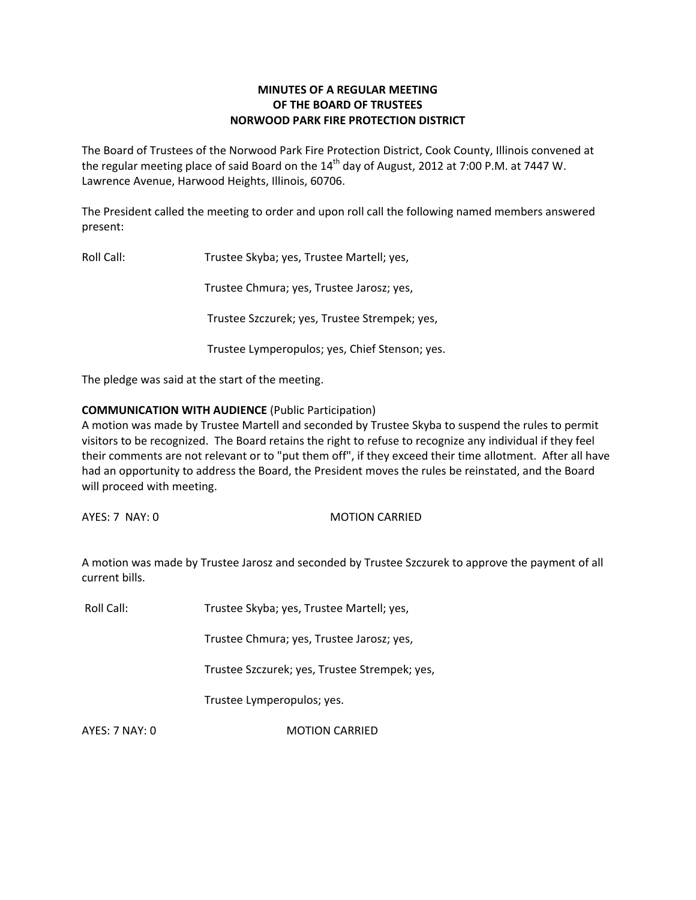**MINUTES OF A REGULAR MEETING**
**OF THE BOARD OF TRUSTEES**
**NORWOOD PARK FIRE PROTECTION DISTRICT**

The Board of Trustees of the Norwood Park Fire Protection District, Cook County, Illinois convened at the regular meeting place of said Board on the 14th day of August, 2012 at 7:00 P.M. at 7447 W. Lawrence Avenue, Harwood Heights, Illinois, 60706.

The President called the meeting to order and upon roll call the following named members answered present:

Roll Call: Trustee Skyba; yes, Trustee Martell; yes,

Trustee Chmura; yes, Trustee Jarosz; yes,

Trustee Szczurek; yes, Trustee Strempek; yes,

Trustee Lymperopulos; yes, Chief Stenson; yes.

The pledge was said at the start of the meeting.

**COMMUNICATION WITH AUDIENCE** (Public Participation)
A motion was made by Trustee Martell and seconded by Trustee Skyba to suspend the rules to permit visitors to be recognized. The Board retains the right to refuse to recognize any individual if they feel their comments are not relevant or to "put them off", if they exceed their time allotment. After all have had an opportunity to address the Board, the President moves the rules be reinstated, and the Board will proceed with meeting.

AYES: 7 NAY: 0 MOTION CARRIED

A motion was made by Trustee Jarosz and seconded by Trustee Szczurek to approve the payment of all current bills.

Roll Call: Trustee Skyba; yes, Trustee Martell; yes,

Trustee Chmura; yes, Trustee Jarosz; yes,

Trustee Szczurek; yes, Trustee Strempek; yes,

Trustee Lymperopulos; yes.

AYES: 7 NAY: 0 MOTION CARRIED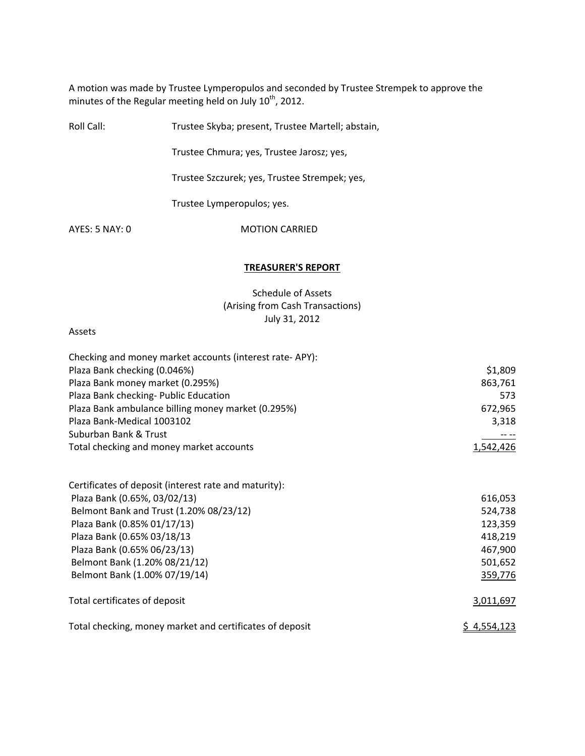A motion was made by Trustee Lymperopulos and seconded by Trustee Strempek to approve the minutes of the Regular meeting held on July 10th, 2012.

Roll Call: Trustee Skyba; present, Trustee Martell; abstain,

Trustee Chmura; yes, Trustee Jarosz; yes,

Trustee Szczurek; yes, Trustee Strempek; yes,

Trustee Lymperopulos; yes.

AYES: 5 NAY: 0 MOTION CARRIED

## TREASURER'S REPORT

Schedule of Assets
(Arising from Cash Transactions)
July 31, 2012

Assets

| | |
|---|---:|
| Checking and money market accounts (interest rate- APY): | |
| Plaza Bank checking (0.046%) | $1,809 |
| Plaza Bank money market (0.295%) | 863,761 |
| Plaza Bank checking- Public Education | 573 |
| Plaza Bank ambulance billing money market (0.295%) | 672,965 |
| Plaza Bank-Medical 1003102 | 3,318 |
| Suburban Bank & Trust | -- -- |
| Total checking and money market accounts | 1,542,426 |
| | |
| Certificates of deposit (interest rate and maturity): | |
| Plaza Bank (0.65%, 03/02/13) | 616,053 |
| Belmont Bank and Trust (1.20% 08/23/12) | 524,738 |
| Plaza Bank (0.85% 01/17/13) | 123,359 |
| Plaza Bank (0.65% 03/18/13 | 418,219 |
| Plaza Bank (0.65% 06/23/13) | 467,900 |
| Belmont Bank (1.20% 08/21/12) | 501,652 |
| Belmont Bank (1.00% 07/19/14) | 359,776 |
| | |
| Total certificates of deposit | 3,011,697 |
| | |
| Total checking, money market and certificates of deposit | $ 4,554,123 |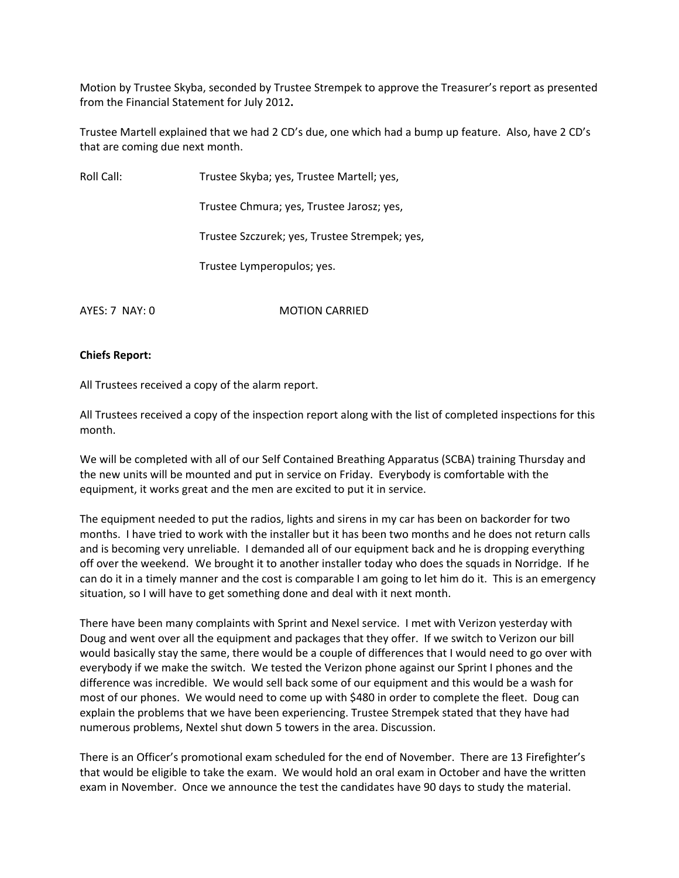Motion by Trustee Skyba, seconded by Trustee Strempek to approve the Treasurer's report as presented from the Financial Statement for July 2012**.**

Trustee Martell explained that we had 2 CD's due, one which had a bump up feature. Also, have 2 CD's that are coming due next month.

Roll Call: Trustee Skyba; yes, Trustee Martell; yes,

Trustee Chmura; yes, Trustee Jarosz; yes,

Trustee Szczurek; yes, Trustee Strempek; yes,

Trustee Lymperopulos; yes.

AYES: 7 NAY: 0 MOTION CARRIED

**Chiefs Report:**

All Trustees received a copy of the alarm report.

All Trustees received a copy of the inspection report along with the list of completed inspections for this month.

We will be completed with all of our Self Contained Breathing Apparatus (SCBA) training Thursday and the new units will be mounted and put in service on Friday. Everybody is comfortable with the equipment, it works great and the men are excited to put it in service.

The equipment needed to put the radios, lights and sirens in my car has been on backorder for two months. I have tried to work with the installer but it has been two months and he does not return calls and is becoming very unreliable. I demanded all of our equipment back and he is dropping everything off over the weekend. We brought it to another installer today who does the squads in Norridge. If he can do it in a timely manner and the cost is comparable I am going to let him do it. This is an emergency situation, so I will have to get something done and deal with it next month.

There have been many complaints with Sprint and Nexel service. I met with Verizon yesterday with Doug and went over all the equipment and packages that they offer. If we switch to Verizon our bill would basically stay the same, there would be a couple of differences that I would need to go over with everybody if we make the switch. We tested the Verizon phone against our Sprint I phones and the difference was incredible. We would sell back some of our equipment and this would be a wash for most of our phones. We would need to come up with $480 in order to complete the fleet. Doug can explain the problems that we have been experiencing. Trustee Strempek stated that they have had numerous problems, Nextel shut down 5 towers in the area. Discussion.

There is an Officer's promotional exam scheduled for the end of November. There are 13 Firefighter's that would be eligible to take the exam. We would hold an oral exam in October and have the written exam in November. Once we announce the test the candidates have 90 days to study the material.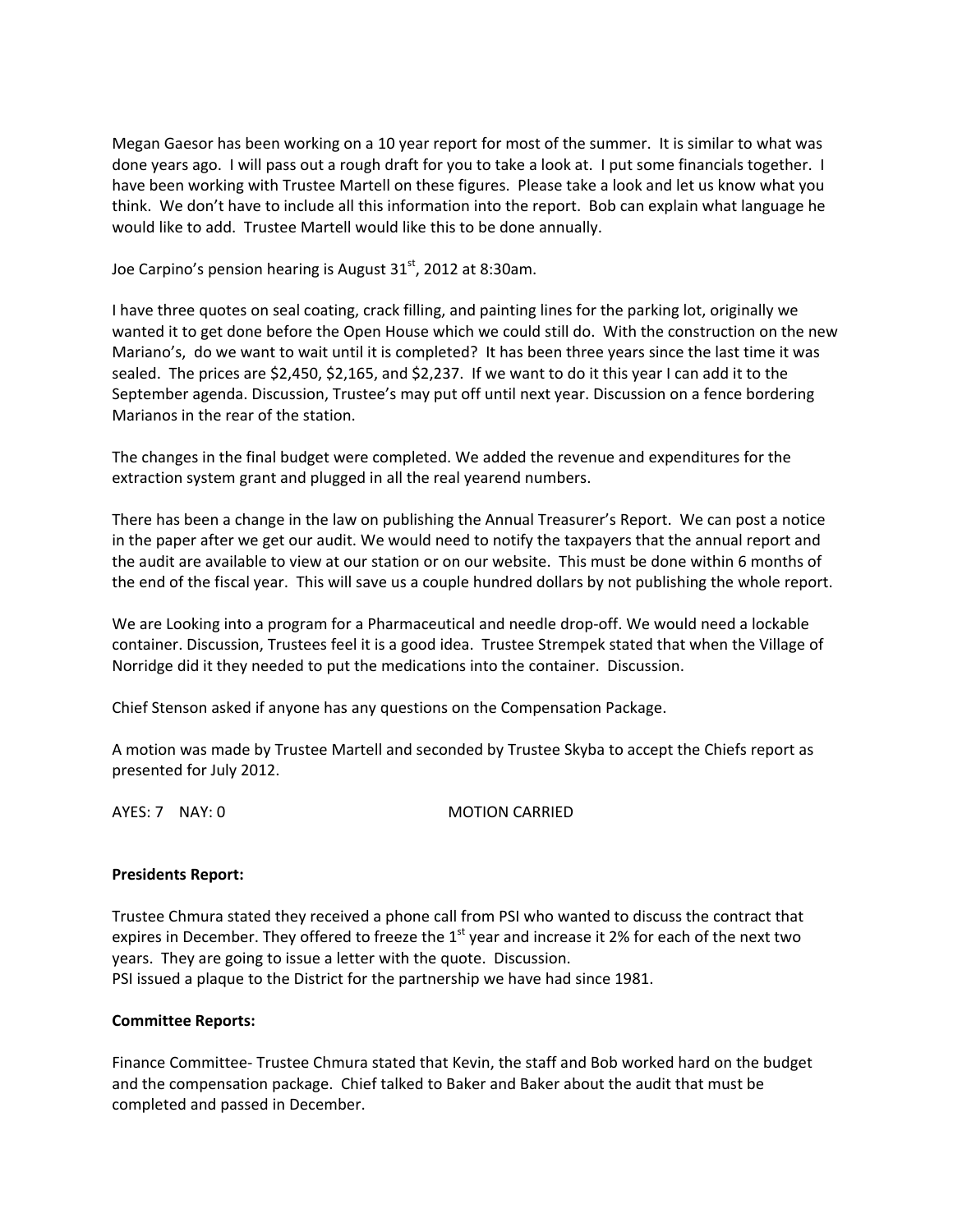Megan Gaesor has been working on a 10 year report for most of the summer. It is similar to what was done years ago. I will pass out a rough draft for you to take a look at. I put some financials together. I have been working with Trustee Martell on these figures. Please take a look and let us know what you think. We don't have to include all this information into the report. Bob can explain what language he would like to add. Trustee Martell would like this to be done annually.

Joe Carpino's pension hearing is August 31st, 2012 at 8:30am.

I have three quotes on seal coating, crack filling, and painting lines for the parking lot, originally we wanted it to get done before the Open House which we could still do. With the construction on the new Mariano's, do we want to wait until it is completed? It has been three years since the last time it was sealed. The prices are $2,450, $2,165, and $2,237. If we want to do it this year I can add it to the September agenda. Discussion, Trustee's may put off until next year. Discussion on a fence bordering Marianos in the rear of the station.

The changes in the final budget were completed. We added the revenue and expenditures for the extraction system grant and plugged in all the real yearend numbers.

There has been a change in the law on publishing the Annual Treasurer's Report. We can post a notice in the paper after we get our audit. We would need to notify the taxpayers that the annual report and the audit are available to view at our station or on our website. This must be done within 6 months of the end of the fiscal year. This will save us a couple hundred dollars by not publishing the whole report.

We are Looking into a program for a Pharmaceutical and needle drop-off. We would need a lockable container. Discussion, Trustees feel it is a good idea. Trustee Strempek stated that when the Village of Norridge did it they needed to put the medications into the container. Discussion.

Chief Stenson asked if anyone has any questions on the Compensation Package.

A motion was made by Trustee Martell and seconded by Trustee Skyba to accept the Chiefs report as presented for July 2012.

AYES: 7 NAY: 0 MOTION CARRIED

**Presidents Report:**

Trustee Chmura stated they received a phone call from PSI who wanted to discuss the contract that expires in December. They offered to freeze the 1st year and increase it 2% for each of the next two years. They are going to issue a letter with the quote. Discussion.
PSI issued a plaque to the District for the partnership we have had since 1981.

**Committee Reports:**

Finance Committee- Trustee Chmura stated that Kevin, the staff and Bob worked hard on the budget and the compensation package. Chief talked to Baker and Baker about the audit that must be completed and passed in December.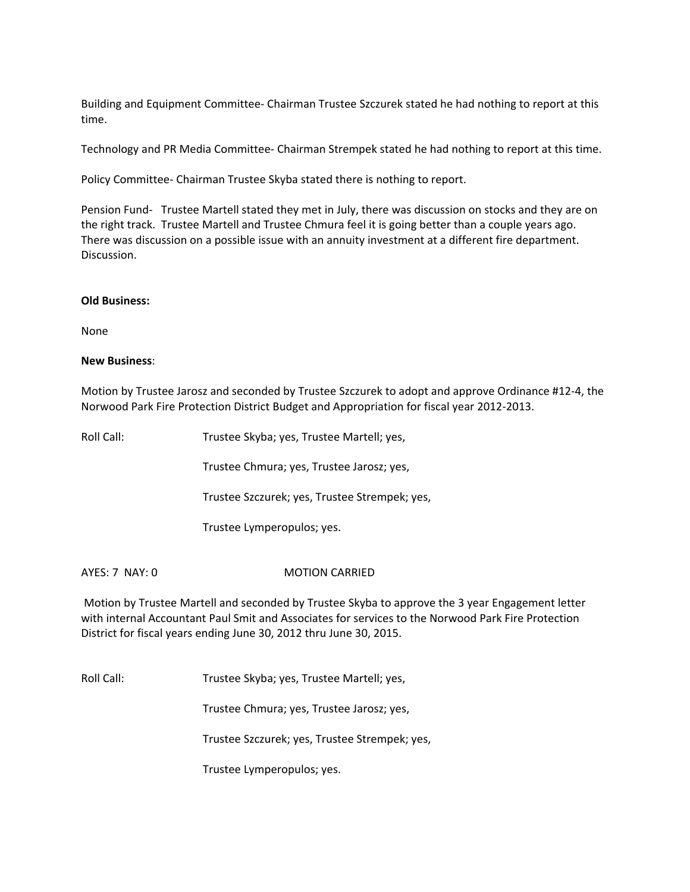Building and Equipment Committee- Chairman Trustee Szczurek stated he had nothing to report at this time.

Technology and PR Media Committee- Chairman Strempek stated he had nothing to report at this time.

Policy Committee- Chairman Trustee Skyba stated there is nothing to report.

Pension Fund- Trustee Martell stated they met in July, there was discussion on stocks and they are on the right track. Trustee Martell and Trustee Chmura feel it is going better than a couple years ago. There was discussion on a possible issue with an annuity investment at a different fire department. Discussion.

**Old Business:**

None

**New Business**:

Motion by Trustee Jarosz and seconded by Trustee Szczurek to adopt and approve Ordinance #12-4, the Norwood Park Fire Protection District Budget and Appropriation for fiscal year 2012-2013.

Roll Call: Trustee Skyba; yes, Trustee Martell; yes,

Trustee Chmura; yes, Trustee Jarosz; yes,

Trustee Szczurek; yes, Trustee Strempek; yes,

Trustee Lymperopulos; yes.

AYES: 7 NAY: 0 MOTION CARRIED

Motion by Trustee Martell and seconded by Trustee Skyba to approve the 3 year Engagement letter with internal Accountant Paul Smit and Associates for services to the Norwood Park Fire Protection District for fiscal years ending June 30, 2012 thru June 30, 2015.

Roll Call: Trustee Skyba; yes, Trustee Martell; yes,

Trustee Chmura; yes, Trustee Jarosz; yes,

Trustee Szczurek; yes, Trustee Strempek; yes,

Trustee Lymperopulos; yes.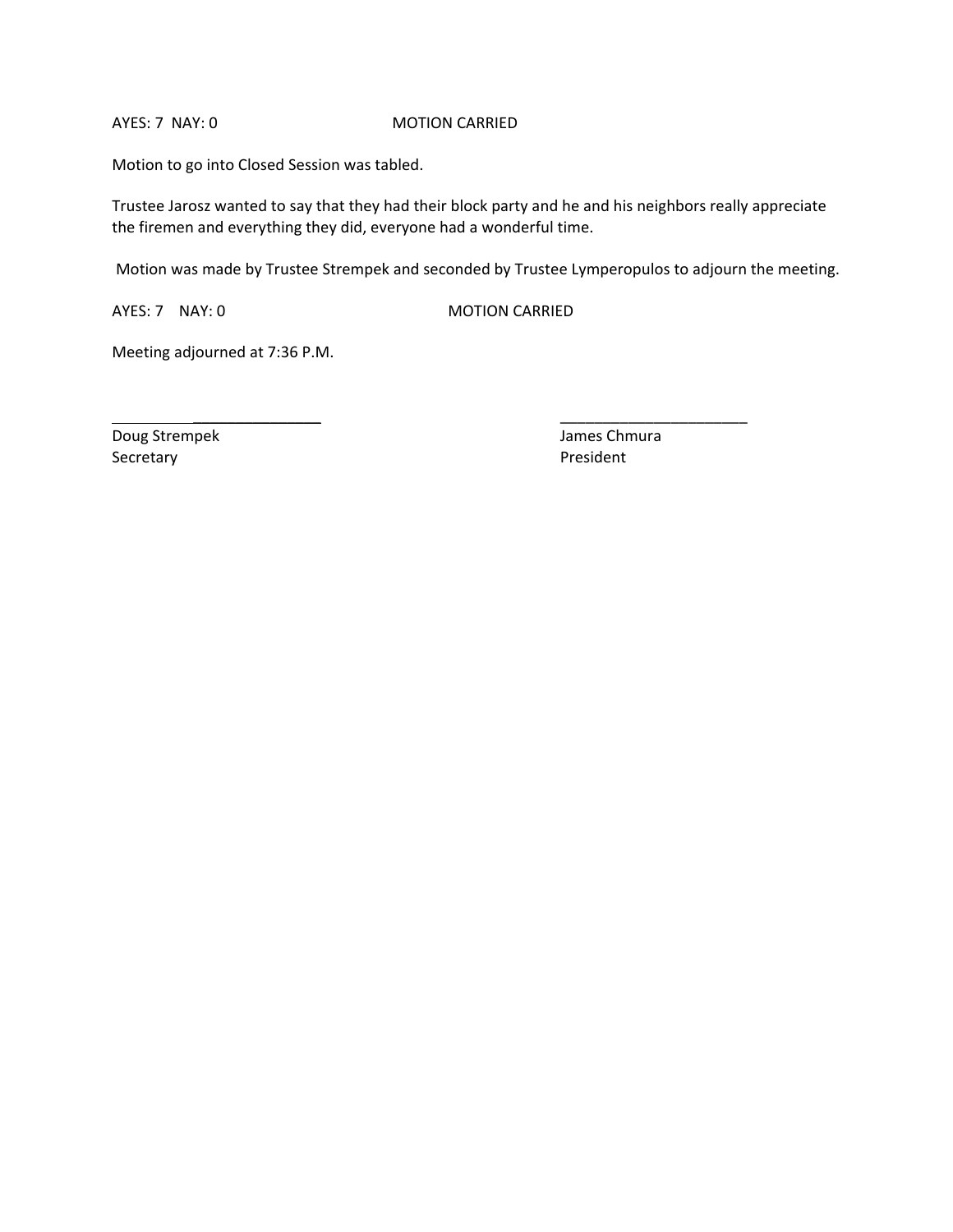AYES: 7 NAY: 0 MOTION CARRIED

Motion to go into Closed Session was tabled.

Trustee Jarosz wanted to say that they had their block party and he and his neighbors really appreciate the firemen and everything they did, everyone had a wonderful time.

Motion was made by Trustee Strempek and seconded by Trustee Lymperopulos to adjourn the meeting.

AYES: 7 NAY: 0 MOTION CARRIED

Meeting adjourned at 7:36 P.M.

| | |
|---|---|
| ________________________ | ________________________ |
| Doug Strempek | James Chmura |
| Secretary | President |